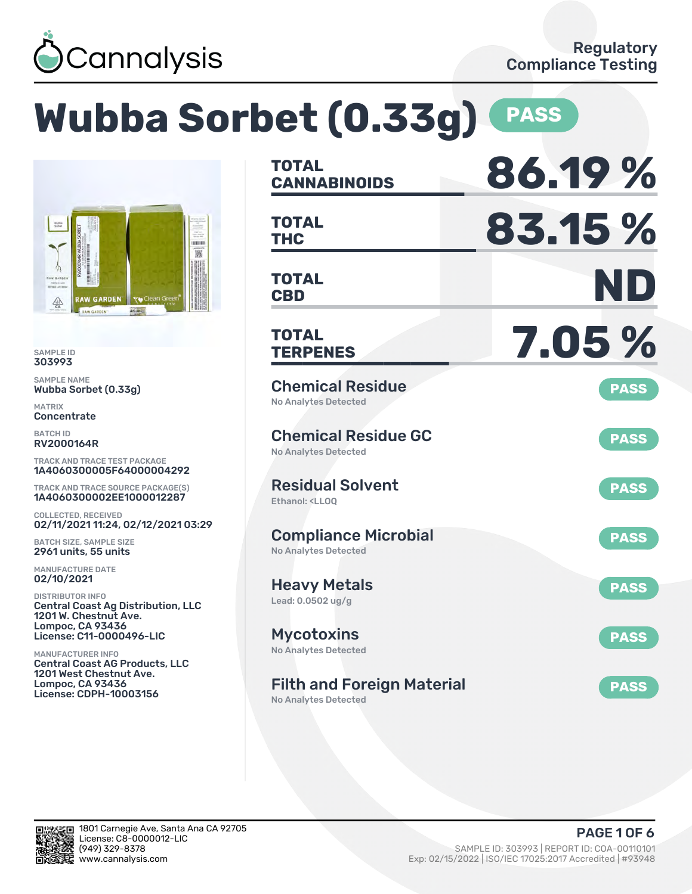Cannalysis

Regulatory Compliance Testing

# Wubba Sorbet (0.33g) PASS

SAMPLE ID
303993

SAMPLE NAME
Wubba Sorbet (0.33g)

MATRIX
Concentrate

BATCH ID
RV2000164R

TRACK AND TRACE TEST PACKAGE
1A4060300005F64000004292

TRACK AND TRACE SOURCE PACKAGE(S)
1A4060300002EE1000012287

COLLECTED, RECEIVED
02/11/2021 11:24, 02/12/2021 03:29

BATCH SIZE, SAMPLE SIZE
2961 units, 55 units

MANUFACTURE DATE
02/10/2021

DISTRIBUTOR INFO
Central Coast Ag Distribution, LLC
1201 W. Chestnut Ave.
Lompoc, CA 93436
License: C11-0000496-LIC

MANUFACTURER INFO
Central Coast AG Products, LLC
1201 West Chestnut Ave.
Lompoc, CA 93436
License: CDPH-10003156

| | |
|---|---|
| **TOTAL CANNABINOIDS** | **86.19 %** |
| **TOTAL THC** | **83.15 %** |
| **TOTAL CBD** | **ND** |
| **TOTAL TERPENES** | **7.05 %** |

| Test | Result |
|---|---|
| **Chemical Residue** – No Analytes Detected | PASS |
| **Chemical Residue GC** – No Analytes Detected | PASS |
| **Residual Solvent** – Ethanol: <LLOQ | PASS |
| **Compliance Microbial** – No Analytes Detected | PASS |
| **Heavy Metals** – Lead: 0.0502 ug/g | PASS |
| **Mycotoxins** – No Analytes Detected | PASS |
| **Filth and Foreign Material** – No Analytes Detected | PASS |

1801 Carnegie Ave, Santa Ana CA 92705
License: C8-0000012-LIC
(949) 329-8378
www.cannalysis.com

SAMPLE ID: 303993 | REPORT ID: COA-00110101
Exp: 02/15/2022 | ISO/IEC 17025:2017 Accredited | #93948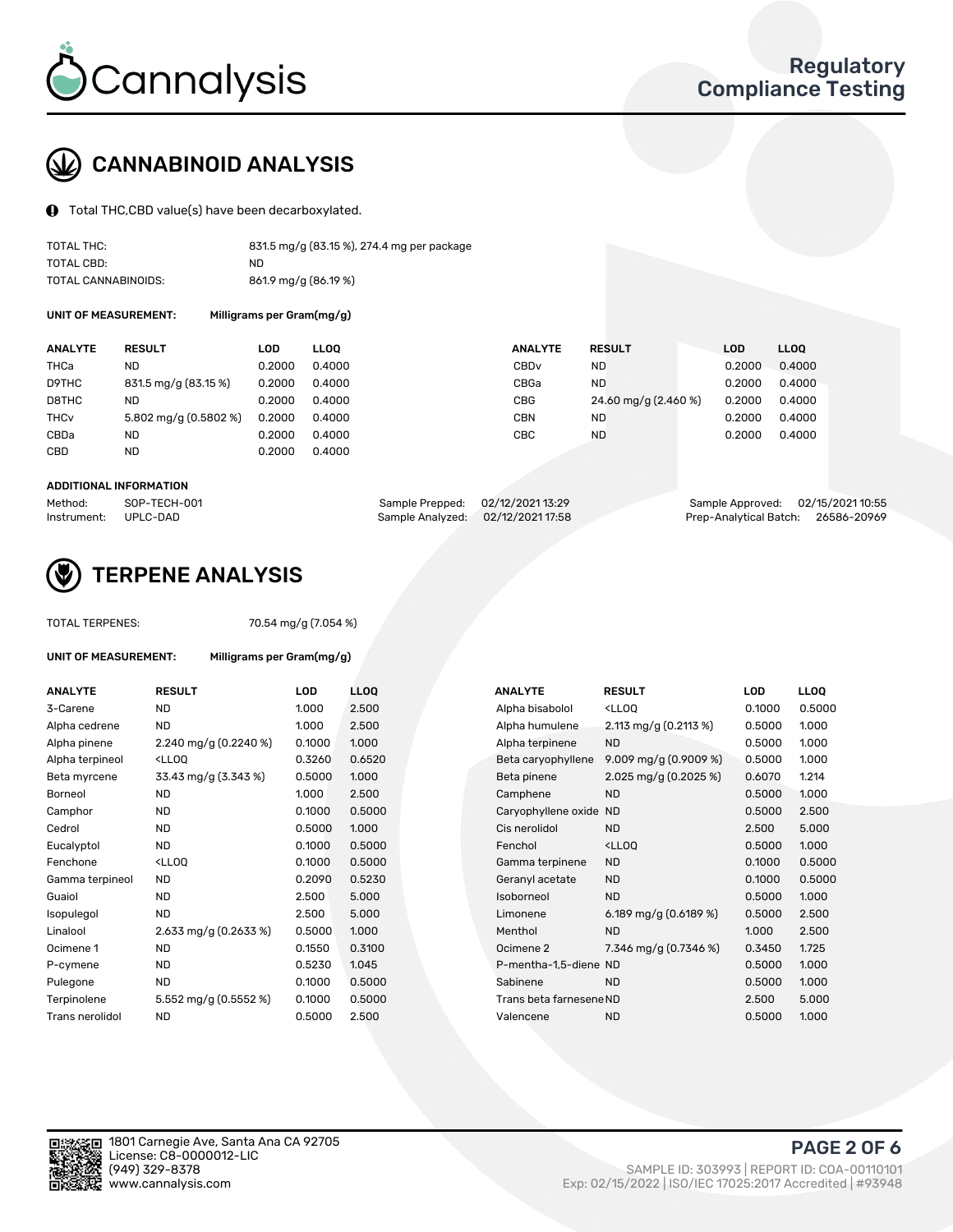Cannalysis

Regulatory Compliance Testing

## CANNABINOID ANALYSIS

Total THC,CBD value(s) have been decarboxylated.

| | |
|---|---|
| TOTAL THC: | 831.5 mg/g (83.15 %), 274.4 mg per package |
| TOTAL CBD: | ND |
| TOTAL CANNABINOIDS: | 861.9 mg/g (86.19 %) |

**UNIT OF MEASUREMENT:** Milligrams per Gram(mg/g)

| ANALYTE | RESULT | LOD | LLOQ | ANALYTE | RESULT | LOD | LLOQ |
|---|---|---|---|---|---|---|---|
| THCa | ND | 0.2000 | 0.4000 | CBDv | ND | 0.2000 | 0.4000 |
| D9THC | 831.5 mg/g (83.15 %) | 0.2000 | 0.4000 | CBGa | ND | 0.2000 | 0.4000 |
| D8THC | ND | 0.2000 | 0.4000 | CBG | 24.60 mg/g (2.460 %) | 0.2000 | 0.4000 |
| THCv | 5.802 mg/g (0.5802 %) | 0.2000 | 0.4000 | CBN | ND | 0.2000 | 0.4000 |
| CBDa | ND | 0.2000 | 0.4000 | CBC | ND | 0.2000 | 0.4000 |
| CBD | ND | 0.2000 | 0.4000 | | | | |

**ADDITIONAL INFORMATION**

| | | | | | |
|---|---|---|---|---|---|
| Method: | SOP-TECH-001 | Sample Prepped: | 02/12/2021 13:29 | Sample Approved: | 02/15/2021 10:55 |
| Instrument: | UPLC-DAD | Sample Analyzed: | 02/12/2021 17:58 | Prep-Analytical Batch: | 26586-20969 |

## TERPENE ANALYSIS

TOTAL TERPENES: 70.54 mg/g (7.054 %)

**UNIT OF MEASUREMENT:** Milligrams per Gram(mg/g)

| ANALYTE | RESULT | LOD | LLOQ | ANALYTE | RESULT | LOD | LLOQ |
|---|---|---|---|---|---|---|---|
| 3-Carene | ND | 1.000 | 2.500 | Alpha bisabolol | <LLOQ | 0.1000 | 0.5000 |
| Alpha cedrene | ND | 1.000 | 2.500 | Alpha humulene | 2.113 mg/g (0.2113 %) | 0.5000 | 1.000 |
| Alpha pinene | 2.240 mg/g (0.2240 %) | 0.1000 | 1.000 | Alpha terpinene | ND | 0.5000 | 1.000 |
| Alpha terpineol | <LLOQ | 0.3260 | 0.6520 | Beta caryophyllene | 9.009 mg/g (0.9009 %) | 0.5000 | 1.000 |
| Beta myrcene | 33.43 mg/g (3.343 %) | 0.5000 | 1.000 | Beta pinene | 2.025 mg/g (0.2025 %) | 0.6070 | 1.214 |
| Borneol | ND | 1.000 | 2.500 | Camphene | ND | 0.5000 | 1.000 |
| Camphor | ND | 0.1000 | 0.5000 | Caryophyllene oxide | ND | 0.5000 | 2.500 |
| Cedrol | ND | 0.5000 | 1.000 | Cis nerolidol | ND | 2.500 | 5.000 |
| Eucalyptol | ND | 0.1000 | 0.5000 | Fenchol | <LLOQ | 0.5000 | 1.000 |
| Fenchone | <LLOQ | 0.1000 | 0.5000 | Gamma terpinene | ND | 0.1000 | 0.5000 |
| Gamma terpineol | ND | 0.2090 | 0.5230 | Geranyl acetate | ND | 0.1000 | 0.5000 |
| Guaiol | ND | 2.500 | 5.000 | Isoborneol | ND | 0.5000 | 1.000 |
| Isopulegol | ND | 2.500 | 5.000 | Limonene | 6.189 mg/g (0.6189 %) | 0.5000 | 2.500 |
| Linalool | 2.633 mg/g (0.2633 %) | 0.5000 | 1.000 | Menthol | ND | 1.000 | 2.500 |
| Ocimene 1 | ND | 0.1550 | 0.3100 | Ocimene 2 | 7.346 mg/g (0.7346 %) | 0.3450 | 1.725 |
| P-cymene | ND | 0.5230 | 1.045 | P-mentha-1,5-diene | ND | 0.5000 | 1.000 |
| Pulegone | ND | 0.1000 | 0.5000 | Sabinene | ND | 0.5000 | 1.000 |
| Terpinolene | 5.552 mg/g (0.5552 %) | 0.1000 | 0.5000 | Trans beta farnesene | ND | 2.500 | 5.000 |
| Trans nerolidol | ND | 0.5000 | 2.500 | Valencene | ND | 0.5000 | 1.000 |

1801 Carnegie Ave, Santa Ana CA 92705
License: C8-0000012-LIC
(949) 329-8378
www.cannalysis.com

SAMPLE ID: 303993 | REPORT ID: COA-00110101
Exp: 02/15/2022 | ISO/IEC 17025:2017 Accredited | #93948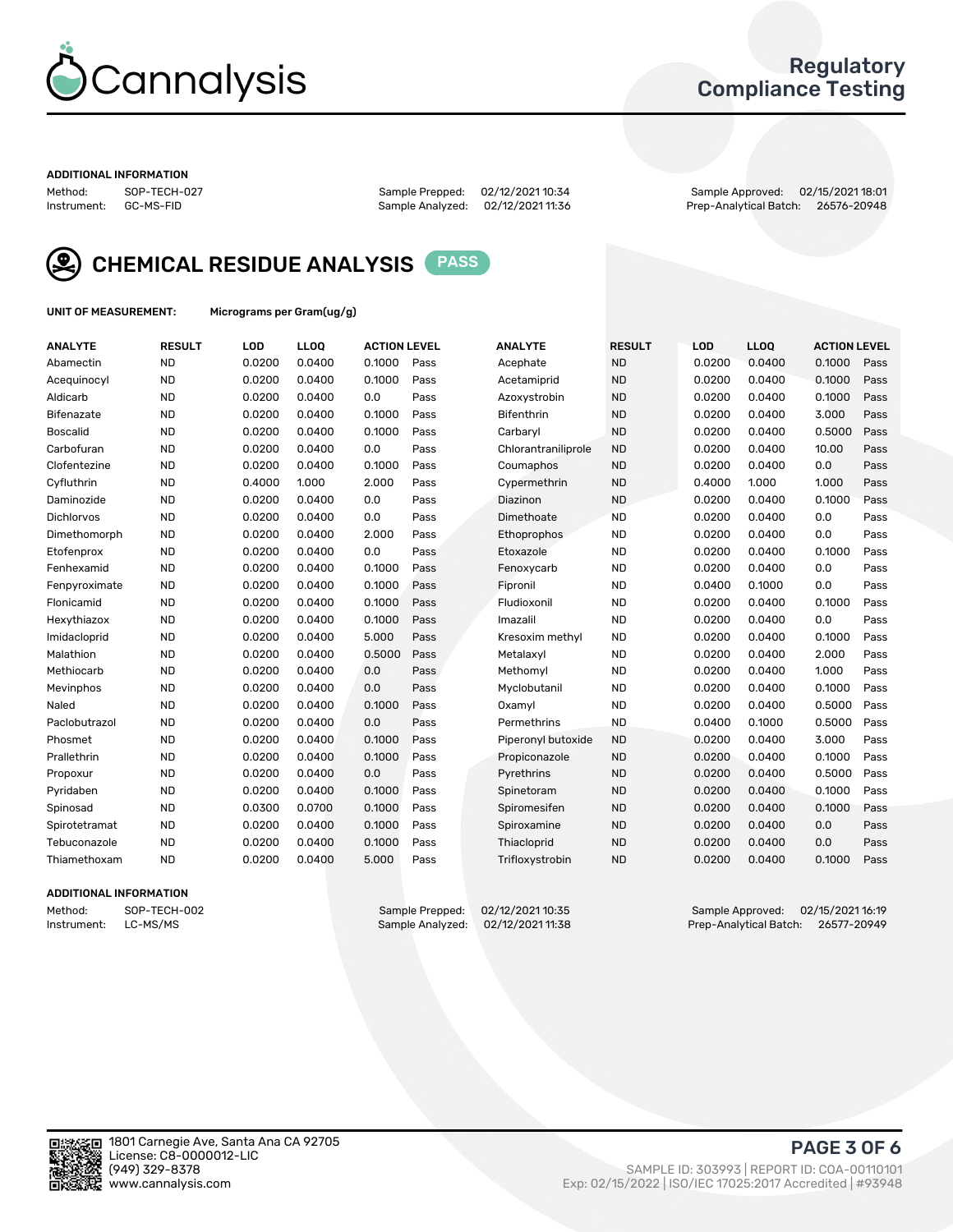# Cannalysis

## Regulatory Compliance Testing

**ADDITIONAL INFORMATION**

Method: SOP-TECH-027 | Sample Prepped: 02/12/2021 10:34 | Sample Approved: 02/15/2021 18:01
Instrument: GC-MS-FID | Sample Analyzed: 02/12/2021 11:36 | Prep-Analytical Batch: 26576-20948

## CHEMICAL RESIDUE ANALYSIS PASS

**UNIT OF MEASUREMENT:** Micrograms per Gram(ug/g)

| ANALYTE | RESULT | LOD | LLOQ | ACTION LEVEL | | ANALYTE | RESULT | LOD | LLOQ | ACTION LEVEL | |
|---|---|---|---|---|---|---|---|---|---|---|---|
| Abamectin | ND | 0.0200 | 0.0400 | 0.1000 | Pass | Acephate | ND | 0.0200 | 0.0400 | 0.1000 | Pass |
| Acequinocyl | ND | 0.0200 | 0.0400 | 0.1000 | Pass | Acetamiprid | ND | 0.0200 | 0.0400 | 0.1000 | Pass |
| Aldicarb | ND | 0.0200 | 0.0400 | 0.0 | Pass | Azoxystrobin | ND | 0.0200 | 0.0400 | 0.1000 | Pass |
| Bifenazate | ND | 0.0200 | 0.0400 | 0.1000 | Pass | Bifenthrin | ND | 0.0200 | 0.0400 | 3.000 | Pass |
| Boscalid | ND | 0.0200 | 0.0400 | 0.1000 | Pass | Carbaryl | ND | 0.0200 | 0.0400 | 0.5000 | Pass |
| Carbofuran | ND | 0.0200 | 0.0400 | 0.0 | Pass | Chlorantraniliprole | ND | 0.0200 | 0.0400 | 10.00 | Pass |
| Clofentezine | ND | 0.0200 | 0.0400 | 0.1000 | Pass | Coumaphos | ND | 0.0200 | 0.0400 | 0.0 | Pass |
| Cyfluthrin | ND | 0.4000 | 1.000 | 2.000 | Pass | Cypermethrin | ND | 0.4000 | 1.000 | 1.000 | Pass |
| Daminozide | ND | 0.0200 | 0.0400 | 0.0 | Pass | Diazinon | ND | 0.0200 | 0.0400 | 0.1000 | Pass |
| Dichlorvos | ND | 0.0200 | 0.0400 | 0.0 | Pass | Dimethoate | ND | 0.0200 | 0.0400 | 0.0 | Pass |
| Dimethomorph | ND | 0.0200 | 0.0400 | 2.000 | Pass | Ethoprophos | ND | 0.0200 | 0.0400 | 0.0 | Pass |
| Etofenprox | ND | 0.0200 | 0.0400 | 0.0 | Pass | Etoxazole | ND | 0.0200 | 0.0400 | 0.1000 | Pass |
| Fenhexamid | ND | 0.0200 | 0.0400 | 0.1000 | Pass | Fenoxycarb | ND | 0.0200 | 0.0400 | 0.0 | Pass |
| Fenpyroximate | ND | 0.0200 | 0.0400 | 0.1000 | Pass | Fipronil | ND | 0.0400 | 0.1000 | 0.0 | Pass |
| Flonicamid | ND | 0.0200 | 0.0400 | 0.1000 | Pass | Fludioxonil | ND | 0.0200 | 0.0400 | 0.1000 | Pass |
| Hexythiazox | ND | 0.0200 | 0.0400 | 0.1000 | Pass | Imazalil | ND | 0.0200 | 0.0400 | 0.0 | Pass |
| Imidacloprid | ND | 0.0200 | 0.0400 | 5.000 | Pass | Kresoxim methyl | ND | 0.0200 | 0.0400 | 0.1000 | Pass |
| Malathion | ND | 0.0200 | 0.0400 | 0.5000 | Pass | Metalaxyl | ND | 0.0200 | 0.0400 | 2.000 | Pass |
| Methiocarb | ND | 0.0200 | 0.0400 | 0.0 | Pass | Methomyl | ND | 0.0200 | 0.0400 | 1.000 | Pass |
| Mevinphos | ND | 0.0200 | 0.0400 | 0.0 | Pass | Myclobutanil | ND | 0.0200 | 0.0400 | 0.1000 | Pass |
| Naled | ND | 0.0200 | 0.0400 | 0.1000 | Pass | Oxamyl | ND | 0.0200 | 0.0400 | 0.5000 | Pass |
| Paclobutrazol | ND | 0.0200 | 0.0400 | 0.0 | Pass | Permethrins | ND | 0.0400 | 0.1000 | 0.5000 | Pass |
| Phosmet | ND | 0.0200 | 0.0400 | 0.1000 | Pass | Piperonyl butoxide | ND | 0.0200 | 0.0400 | 3.000 | Pass |
| Prallethrin | ND | 0.0200 | 0.0400 | 0.1000 | Pass | Propiconazole | ND | 0.0200 | 0.0400 | 0.1000 | Pass |
| Propoxur | ND | 0.0200 | 0.0400 | 0.0 | Pass | Pyrethrins | ND | 0.0200 | 0.0400 | 0.5000 | Pass |
| Pyridaben | ND | 0.0200 | 0.0400 | 0.1000 | Pass | Spinetoram | ND | 0.0200 | 0.0400 | 0.1000 | Pass |
| Spinosad | ND | 0.0300 | 0.0700 | 0.1000 | Pass | Spiromesifen | ND | 0.0200 | 0.0400 | 0.1000 | Pass |
| Spirotetramat | ND | 0.0200 | 0.0400 | 0.1000 | Pass | Spiroxamine | ND | 0.0200 | 0.0400 | 0.0 | Pass |
| Tebuconazole | ND | 0.0200 | 0.0400 | 0.1000 | Pass | Thiacloprid | ND | 0.0200 | 0.0400 | 0.0 | Pass |
| Thiamethoxam | ND | 0.0200 | 0.0400 | 5.000 | Pass | Trifloxystrobin | ND | 0.0200 | 0.0400 | 0.1000 | Pass |

**ADDITIONAL INFORMATION**

Method: SOP-TECH-002 | Sample Prepped: 02/12/2021 10:35 | Sample Approved: 02/15/2021 16:19
Instrument: LC-MS/MS | Sample Analyzed: 02/12/2021 11:38 | Prep-Analytical Batch: 26577-20949

1801 Carnegie Ave, Santa Ana CA 92705
License: C8-0000012-LIC
(949) 329-8378
www.cannalysis.com

SAMPLE ID: 303993 | REPORT ID: COA-00110101
Exp: 02/15/2022 | ISO/IEC 17025:2017 Accredited | #93948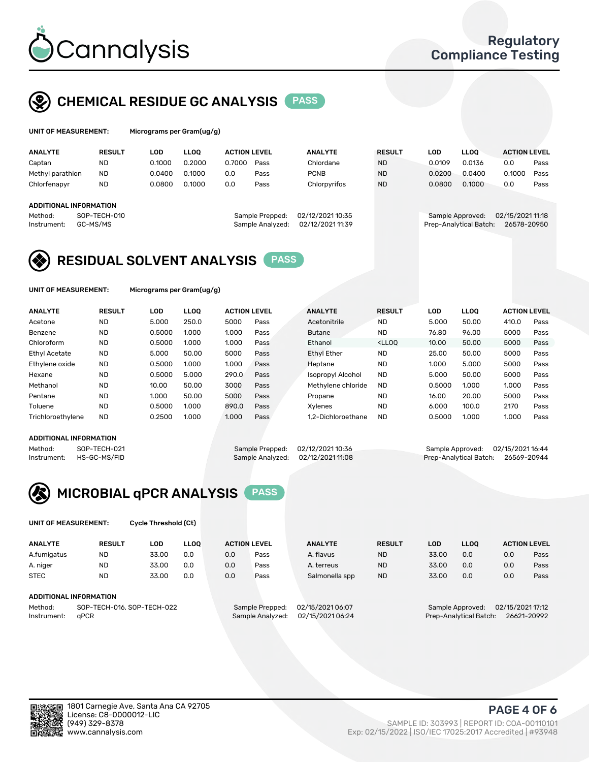Cannalysis

Regulatory Compliance Testing

## CHEMICAL RESIDUE GC ANALYSIS PASS

**UNIT OF MEASUREMENT:** Micrograms per Gram(ug/g)

| ANALYTE | RESULT | LOD | LLOQ | ACTION LEVEL | | ANALYTE | RESULT | LOD | LLOQ | ACTION LEVEL | |
|---|---|---|---|---|---|---|---|---|---|---|---|
| Captan | ND | 0.1000 | 0.2000 | 0.7000 | Pass | Chlordane | ND | 0.0109 | 0.0136 | 0.0 | Pass |
| Methyl parathion | ND | 0.0400 | 0.1000 | 0.0 | Pass | PCNB | ND | 0.0200 | 0.0400 | 0.1000 | Pass |
| Chlorfenapyr | ND | 0.0800 | 0.1000 | 0.0 | Pass | Chlorpyrifos | ND | 0.0800 | 0.1000 | 0.0 | Pass |

**ADDITIONAL INFORMATION**

Method: SOP-TECH-010
Instrument: GC-MS/MS
Sample Prepped: 02/12/2021 10:35
Sample Analyzed: 02/12/2021 11:39
Sample Approved: 02/15/2021 11:18
Prep-Analytical Batch: 26578-20950

## RESIDUAL SOLVENT ANALYSIS PASS

**UNIT OF MEASUREMENT:** Micrograms per Gram(ug/g)

| ANALYTE | RESULT | LOD | LLOQ | ACTION LEVEL | | ANALYTE | RESULT | LOD | LLOQ | ACTION LEVEL | |
|---|---|---|---|---|---|---|---|---|---|---|---|
| Acetone | ND | 5.000 | 250.0 | 5000 | Pass | Acetonitrile | ND | 5.000 | 50.00 | 410.0 | Pass |
| Benzene | ND | 0.5000 | 1.000 | 1.000 | Pass | Butane | ND | 76.80 | 96.00 | 5000 | Pass |
| Chloroform | ND | 0.5000 | 1.000 | 1.000 | Pass | Ethanol | <LLOQ | 10.00 | 50.00 | 5000 | Pass |
| Ethyl Acetate | ND | 5.000 | 50.00 | 5000 | Pass | Ethyl Ether | ND | 25.00 | 50.00 | 5000 | Pass |
| Ethylene oxide | ND | 0.5000 | 1.000 | 1.000 | Pass | Heptane | ND | 1.000 | 5.000 | 5000 | Pass |
| Hexane | ND | 0.5000 | 5.000 | 290.0 | Pass | Isopropyl Alcohol | ND | 5.000 | 50.00 | 5000 | Pass |
| Methanol | ND | 10.00 | 50.00 | 3000 | Pass | Methylene chloride | ND | 0.5000 | 1.000 | 1.000 | Pass |
| Pentane | ND | 1.000 | 50.00 | 5000 | Pass | Propane | ND | 16.00 | 20.00 | 5000 | Pass |
| Toluene | ND | 0.5000 | 1.000 | 890.0 | Pass | Xylenes | ND | 6.000 | 100.0 | 2170 | Pass |
| Trichloroethylene | ND | 0.2500 | 1.000 | 1.000 | Pass | 1,2-Dichloroethane | ND | 0.5000 | 1.000 | 1.000 | Pass |

**ADDITIONAL INFORMATION**

Method: SOP-TECH-021
Instrument: HS-GC-MS/FID
Sample Prepped: 02/12/2021 10:36
Sample Analyzed: 02/12/2021 11:08
Sample Approved: 02/15/2021 16:44
Prep-Analytical Batch: 26569-20944

## MICROBIAL qPCR ANALYSIS PASS

**UNIT OF MEASUREMENT:** Cycle Threshold (Ct)

| ANALYTE | RESULT | LOD | LLOQ | ACTION LEVEL | | ANALYTE | RESULT | LOD | LLOQ | ACTION LEVEL | |
|---|---|---|---|---|---|---|---|---|---|---|---|
| A.fumigatus | ND | 33.00 | 0.0 | 0.0 | Pass | A. flavus | ND | 33.00 | 0.0 | 0.0 | Pass |
| A. niger | ND | 33.00 | 0.0 | 0.0 | Pass | A. terreus | ND | 33.00 | 0.0 | 0.0 | Pass |
| STEC | ND | 33.00 | 0.0 | 0.0 | Pass | Salmonella spp | ND | 33.00 | 0.0 | 0.0 | Pass |

**ADDITIONAL INFORMATION**

Method: SOP-TECH-016, SOP-TECH-022
Instrument: qPCR
Sample Prepped: 02/15/2021 06:07
Sample Analyzed: 02/15/2021 06:24
Sample Approved: 02/15/2021 17:12
Prep-Analytical Batch: 26621-20992

1801 Carnegie Ave, Santa Ana CA 92705
License: C8-0000012-LIC
(949) 329-8378
www.cannalysis.com

SAMPLE ID: 303993 | REPORT ID: COA-00110101
Exp: 02/15/2022 | ISO/IEC 17025:2017 Accredited | #93948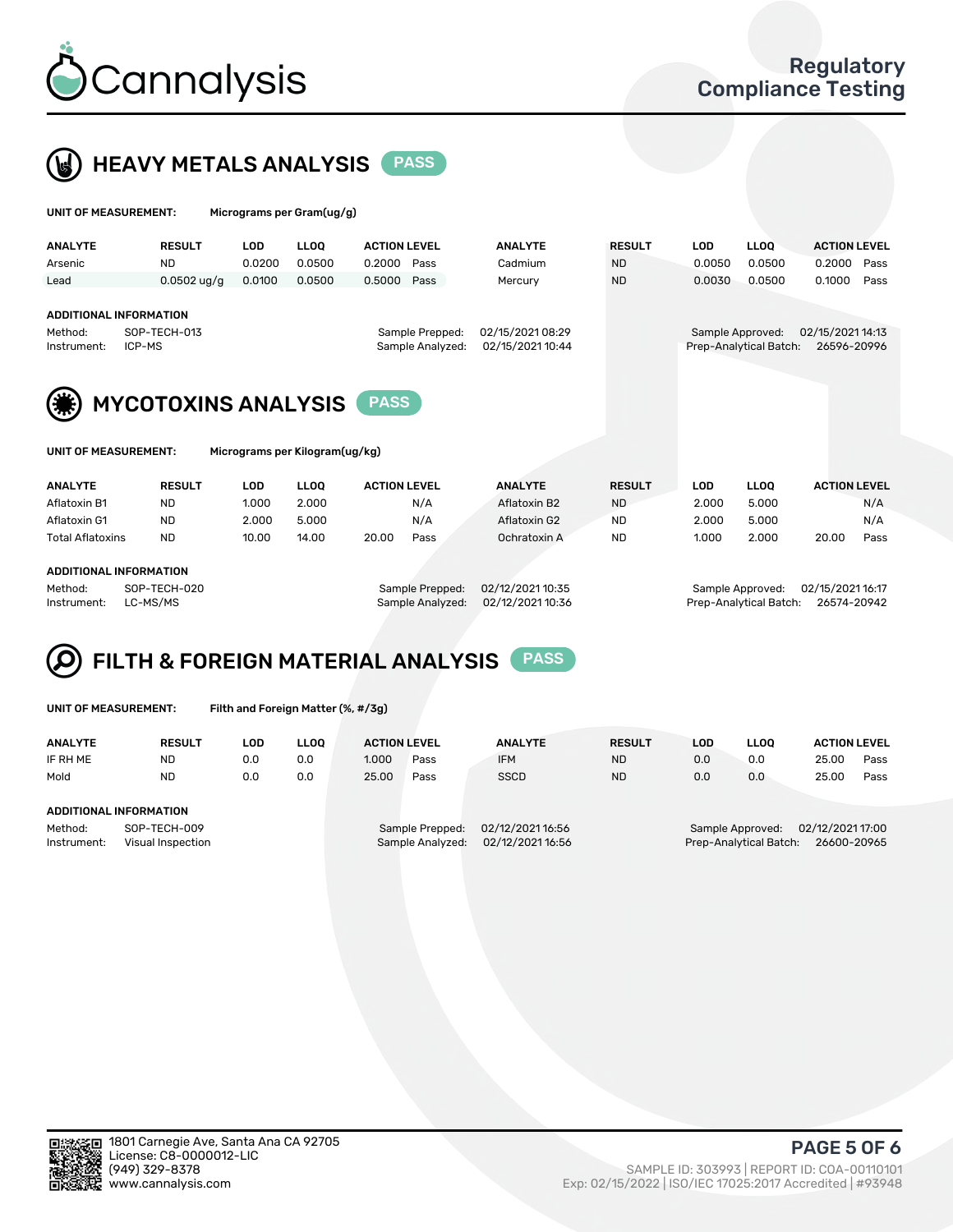Cannalysis

Regulatory Compliance Testing

## HEAVY METALS ANALYSIS PASS

**UNIT OF MEASUREMENT:** Micrograms per Gram(ug/g)

| ANALYTE | RESULT | LOD | LLOQ | ACTION LEVEL | | ANALYTE | RESULT | LOD | LLOQ | ACTION LEVEL | |
|---|---|---|---|---|---|---|---|---|---|---|---|
| Arsenic | ND | 0.0200 | 0.0500 | 0.2000 | Pass | Cadmium | ND | 0.0050 | 0.0500 | 0.2000 | Pass |
| Lead | 0.0502 ug/g | 0.0100 | 0.0500 | 0.5000 | Pass | Mercury | ND | 0.0030 | 0.0500 | 0.1000 | Pass |

**ADDITIONAL INFORMATION**

Method: SOP-TECH-013
Instrument: ICP-MS
Sample Prepped: 02/15/2021 08:29
Sample Analyzed: 02/15/2021 10:44
Sample Approved: 02/15/2021 14:13
Prep-Analytical Batch: 26596-20996

## MYCOTOXINS ANALYSIS PASS

**UNIT OF MEASUREMENT:** Micrograms per Kilogram(ug/kg)

| ANALYTE | RESULT | LOD | LLOQ | ACTION LEVEL | | ANALYTE | RESULT | LOD | LLOQ | ACTION LEVEL | |
|---|---|---|---|---|---|---|---|---|---|---|---|
| Aflatoxin B1 | ND | 1.000 | 2.000 | | N/A | Aflatoxin B2 | ND | 2.000 | 5.000 | | N/A |
| Aflatoxin G1 | ND | 2.000 | 5.000 | | N/A | Aflatoxin G2 | ND | 2.000 | 5.000 | | N/A |
| Total Aflatoxins | ND | 10.00 | 14.00 | 20.00 | Pass | Ochratoxin A | ND | 1.000 | 2.000 | 20.00 | Pass |

**ADDITIONAL INFORMATION**

Method: SOP-TECH-020
Instrument: LC-MS/MS
Sample Prepped: 02/12/2021 10:35
Sample Analyzed: 02/12/2021 10:36
Sample Approved: 02/15/2021 16:17
Prep-Analytical Batch: 26574-20942

## FILTH & FOREIGN MATERIAL ANALYSIS PASS

**UNIT OF MEASUREMENT:** Filth and Foreign Matter (%, #/3g)

| ANALYTE | RESULT | LOD | LLOQ | ACTION LEVEL | | ANALYTE | RESULT | LOD | LLOQ | ACTION LEVEL | |
|---|---|---|---|---|---|---|---|---|---|---|---|
| IF RH ME | ND | 0.0 | 0.0 | 1.000 | Pass | IFM | ND | 0.0 | 0.0 | 25.00 | Pass |
| Mold | ND | 0.0 | 0.0 | 25.00 | Pass | SSCD | ND | 0.0 | 0.0 | 25.00 | Pass |

**ADDITIONAL INFORMATION**

Method: SOP-TECH-009
Instrument: Visual Inspection
Sample Prepped: 02/12/2021 16:56
Sample Analyzed: 02/12/2021 16:56
Sample Approved: 02/12/2021 17:00
Prep-Analytical Batch: 26600-20965

1801 Carnegie Ave, Santa Ana CA 92705
License: C8-0000012-LIC
(949) 329-8378
www.cannalysis.com

SAMPLE ID: 303993 | REPORT ID: COA-00110101
Exp: 02/15/2022 | ISO/IEC 17025:2017 Accredited | #93948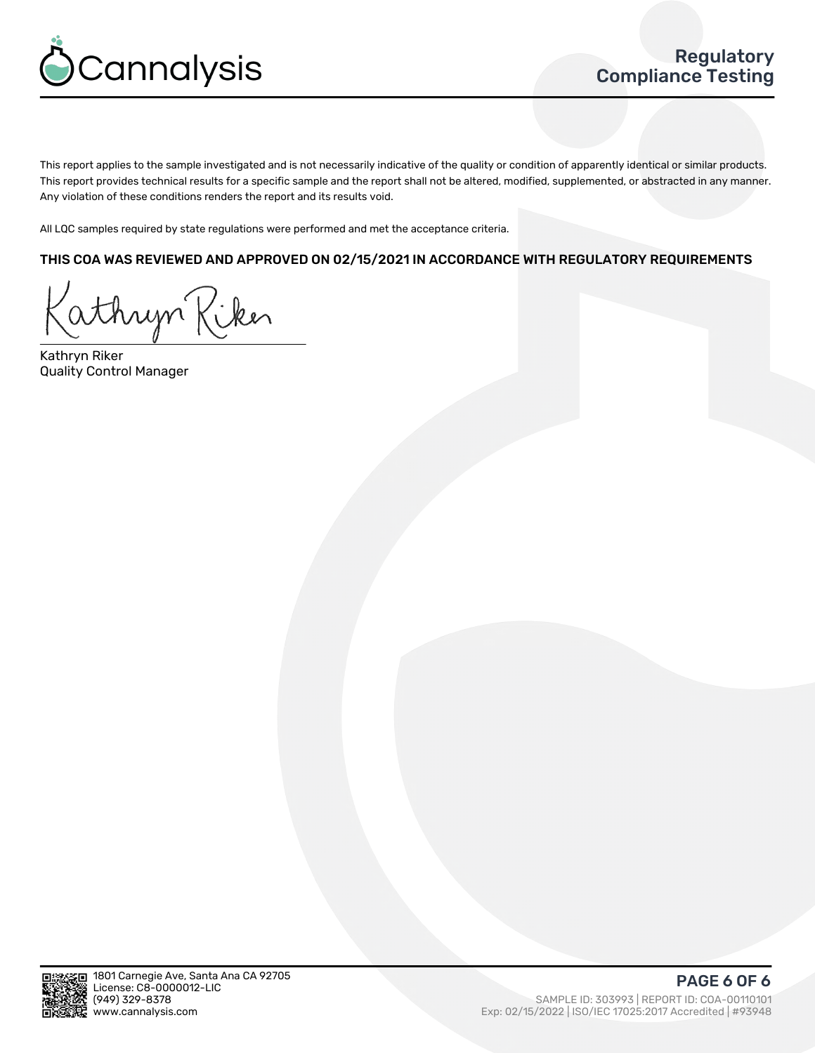This report applies to the sample investigated and is not necessarily indicative of the quality or condition of apparently identical or similar products. This report provides technical results for a specific sample and the report shall not be altered, modified, supplemented, or abstracted in any manner. Any violation of these conditions renders the report and its results void.

All LQC samples required by state regulations were performed and met the acceptance criteria.

**THIS COA WAS REVIEWED AND APPROVED ON 02/15/2021 IN ACCORDANCE WITH REGULATORY REQUIREMENTS**

Kathryn Riker
Quality Control Manager

1801 Carnegie Ave, Santa Ana CA 92705
License: C8-0000012-LIC
(949) 329-8378
www.cannalysis.com

SAMPLE ID: 303993 | REPORT ID: COA-00110101
Exp: 02/15/2022 | ISO/IEC 17025:2017 Accredited | #93948